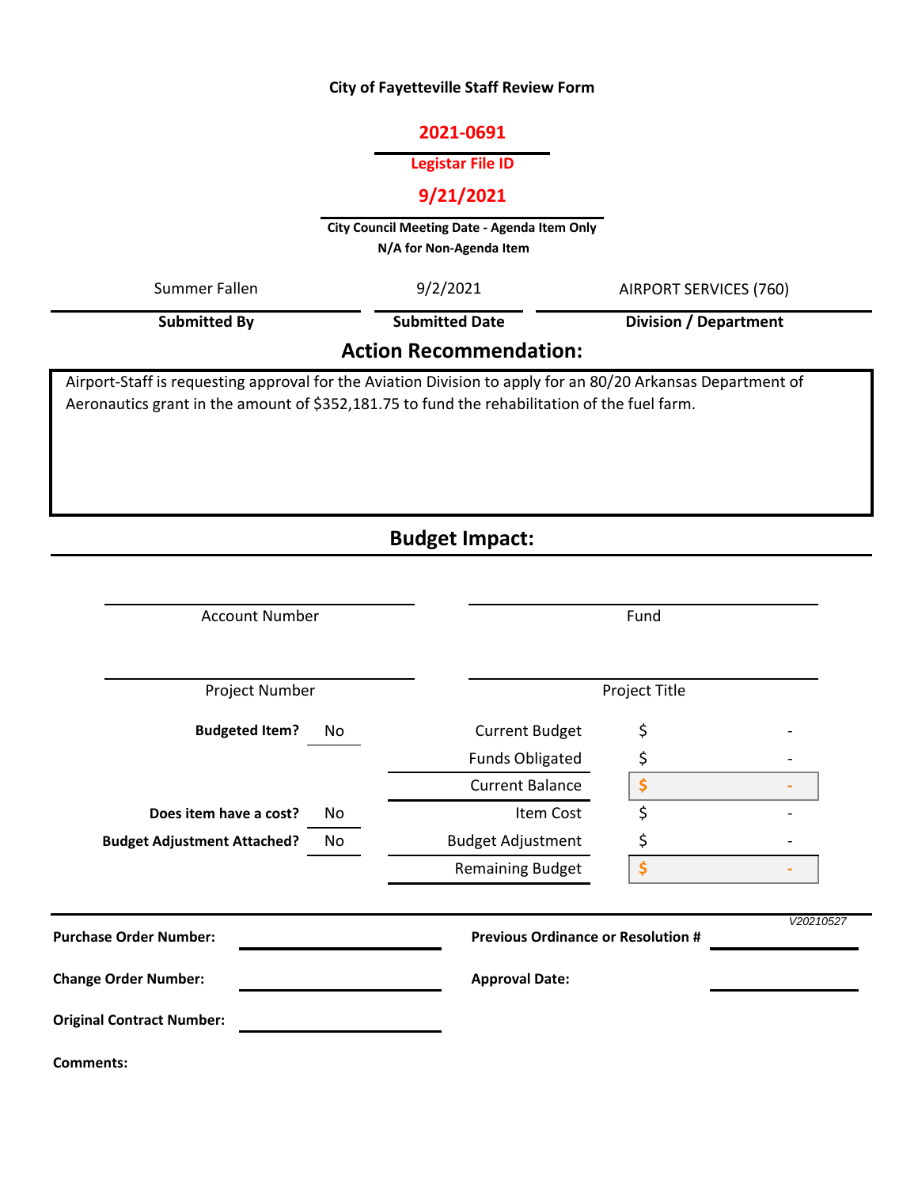# City of Fayetteville Staff Review Form

**2021-0691**

**Legistar File ID**

**9/21/2021**

**City Council Meeting Date - Agenda Item Only**
**N/A for Non-Agenda Item**

| Submitted By | Submitted Date | Division / Department |
|---|---|---|
| Summer Fallen | 9/2/2021 | AIRPORT SERVICES (760) |

## Action Recommendation:

Airport-Staff is requesting approval for the Aviation Division to apply for an 80/20 Arkansas Department of Aeronautics grant in the amount of $352,181.75 to fund the rehabilitation of the fuel farm.

## Budget Impact:

| Account Number | Fund |
|---|---|
| | |

| Project Number | Project Title |
|---|---|
| | |

| | | | |
|---|---|---|---|
| **Budgeted Item?** | No | Current Budget | $ - |
| | | Funds Obligated | $ - |
| | | Current Balance | $ - |
| **Does item have a cost?** | No | Item Cost | $ - |
| **Budget Adjustment Attached?** | No | Budget Adjustment | $ - |
| | | Remaining Budget | $ - |

*V20210527*

**Purchase Order Number:**

**Previous Ordinance or Resolution #**

**Change Order Number:**

**Approval Date:**

**Original Contract Number:**

**Comments:**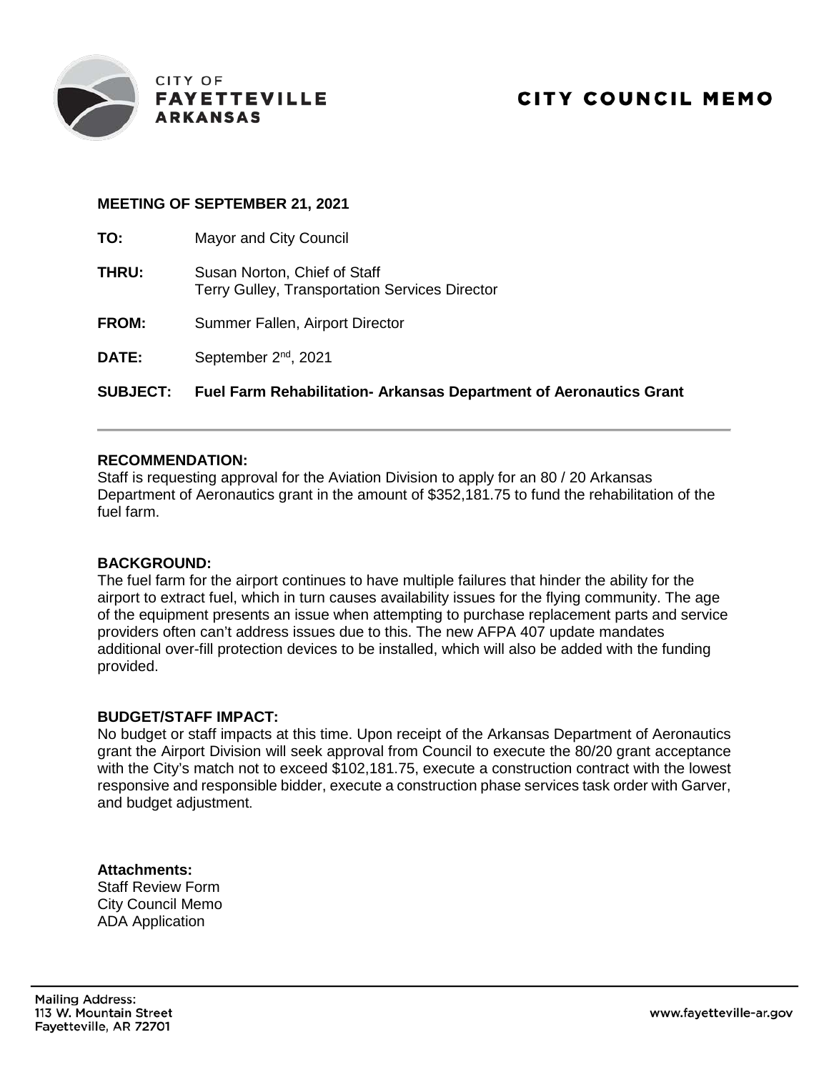CITY OF **FAYETTEVILLE ARKANSAS**

# CITY COUNCIL MEMO

**MEETING OF SEPTEMBER 21, 2021**

**TO:** Mayor and City Council

**THRU:** Susan Norton, Chief of Staff
Terry Gulley, Transportation Services Director

**FROM:** Summer Fallen, Airport Director

**DATE:** September 2nd, 2021

**SUBJECT: Fuel Farm Rehabilitation- Arkansas Department of Aeronautics Grant**

---

**RECOMMENDATION:**
Staff is requesting approval for the Aviation Division to apply for an 80 / 20 Arkansas Department of Aeronautics grant in the amount of $352,181.75 to fund the rehabilitation of the fuel farm.

**BACKGROUND:**
The fuel farm for the airport continues to have multiple failures that hinder the ability for the airport to extract fuel, which in turn causes availability issues for the flying community. The age of the equipment presents an issue when attempting to purchase replacement parts and service providers often can't address issues due to this. The new AFPA 407 update mandates additional over-fill protection devices to be installed, which will also be added with the funding provided.

**BUDGET/STAFF IMPACT:**
No budget or staff impacts at this time. Upon receipt of the Arkansas Department of Aeronautics grant the Airport Division will seek approval from Council to execute the 80/20 grant acceptance with the City's match not to exceed $102,181.75, execute a construction contract with the lowest responsive and responsible bidder, execute a construction phase services task order with Garver, and budget adjustment.

**Attachments:**
Staff Review Form
City Council Memo
ADA Application

Mailing Address:
113 W. Mountain Street
Fayetteville, AR 72701

www.fayetteville-ar.gov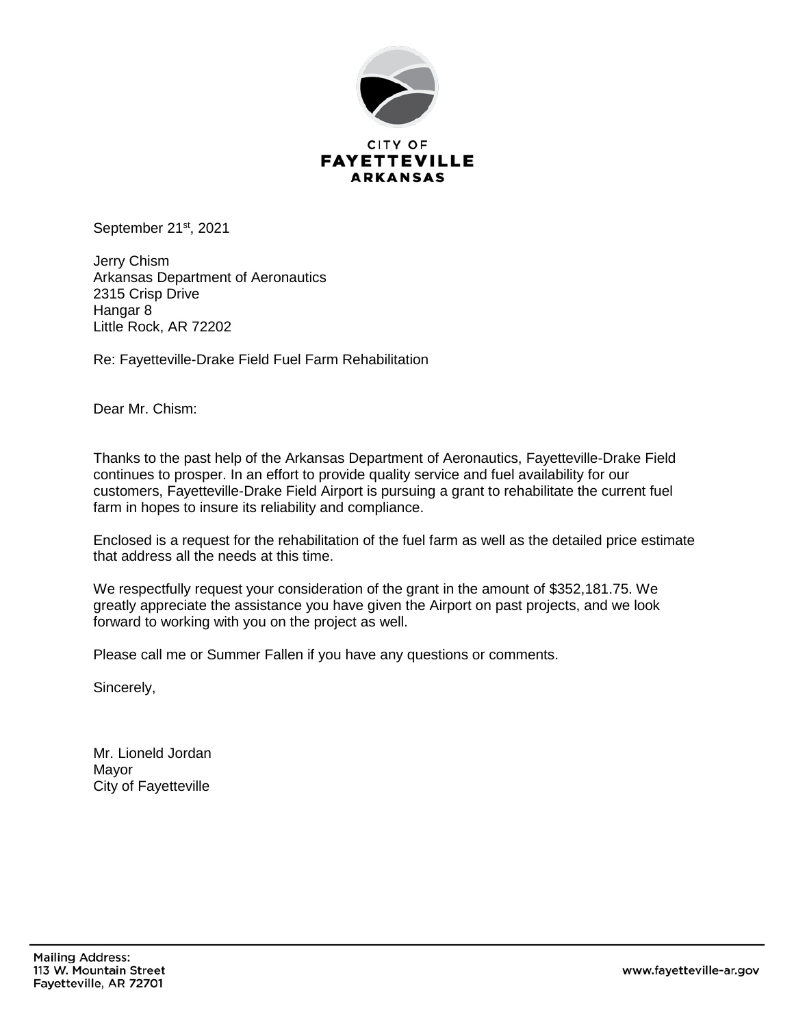CITY OF
**FAYETTEVILLE**
**ARKANSAS**

September 21st, 2021

Jerry Chism
Arkansas Department of Aeronautics
2315 Crisp Drive
Hangar 8
Little Rock, AR 72202

Re: Fayetteville-Drake Field Fuel Farm Rehabilitation

Dear Mr. Chism:

Thanks to the past help of the Arkansas Department of Aeronautics, Fayetteville-Drake Field continues to prosper. In an effort to provide quality service and fuel availability for our customers, Fayetteville-Drake Field Airport is pursuing a grant to rehabilitate the current fuel farm in hopes to insure its reliability and compliance.

Enclosed is a request for the rehabilitation of the fuel farm as well as the detailed price estimate that address all the needs at this time.

We respectfully request your consideration of the grant in the amount of $352,181.75. We greatly appreciate the assistance you have given the Airport on past projects, and we look forward to working with you on the project as well.

Please call me or Summer Fallen if you have any questions or comments.

Sincerely,

Mr. Lioneld Jordan
Mayor
City of Fayetteville

Mailing Address:
113 W. Mountain Street
Fayetteville, AR 72701

www.fayetteville-ar.gov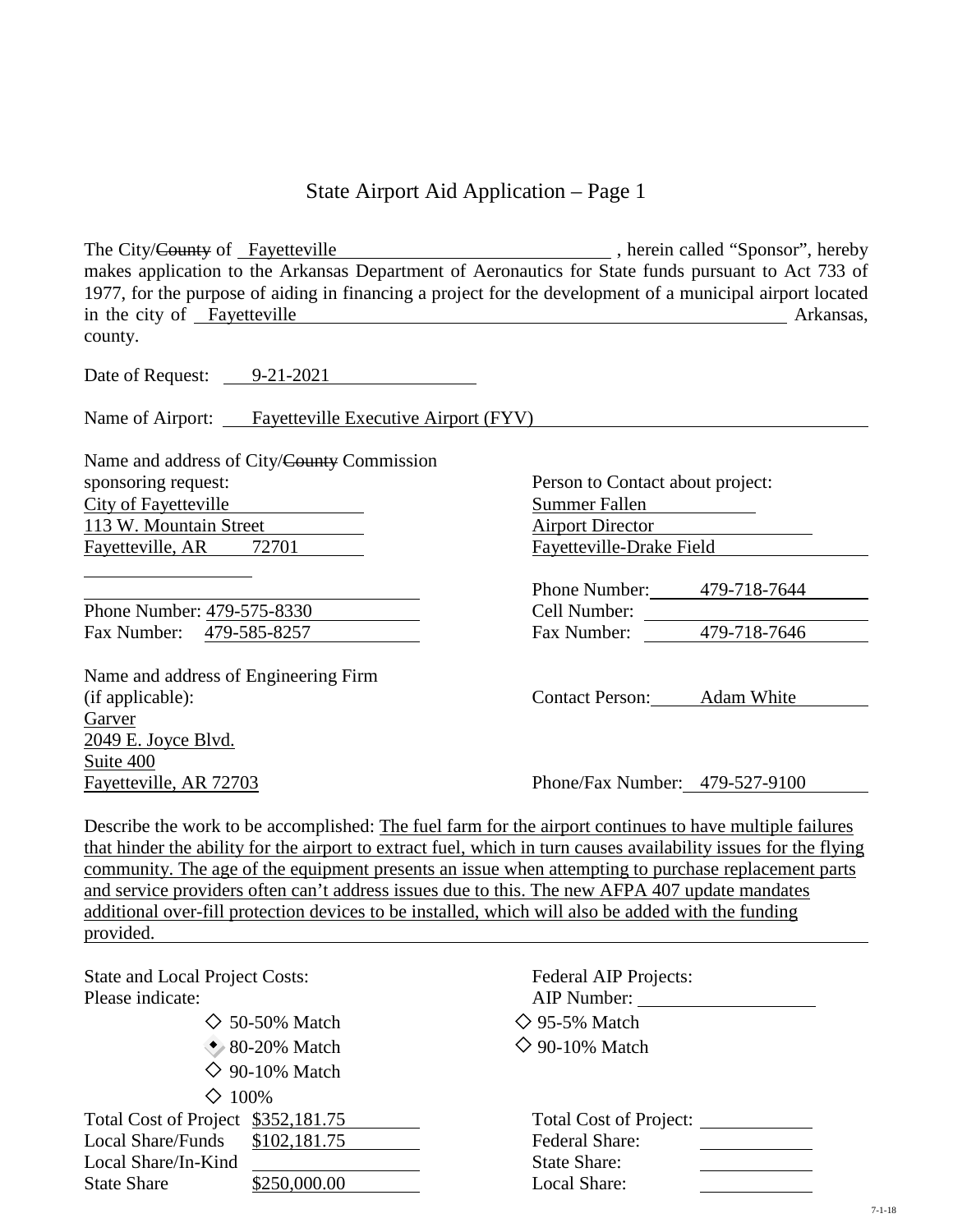# State Airport Aid Application – Page 1

The City/~~County~~ of Fayetteville , herein called "Sponsor", hereby makes application to the Arkansas Department of Aeronautics for State funds pursuant to Act 733 of 1977, for the purpose of aiding in financing a project for the development of a municipal airport located in the city of Fayetteville Arkansas, county.

Date of Request: 9-21-2021

Name of Airport: Fayetteville Executive Airport (FYV)

Name and address of City/~~County~~ Commission sponsoring request:
City of Fayetteville
113 W. Mountain Street
Fayetteville, AR 72701

Phone Number: 479-575-8330
Fax Number: 479-585-8257

Person to Contact about project:
Summer Fallen
Airport Director
Fayetteville-Drake Field

Phone Number: 479-718-7644
Cell Number:
Fax Number: 479-718-7646

Name and address of Engineering Firm (if applicable):
Garver
2049 E. Joyce Blvd.
Suite 400
Fayetteville, AR 72703

Contact Person: Adam White

Phone/Fax Number: 479-527-9100

Describe the work to be accomplished: The fuel farm for the airport continues to have multiple failures that hinder the ability for the airport to extract fuel, which in turn causes availability issues for the flying community. The age of the equipment presents an issue when attempting to purchase replacement parts and service providers often can't address issues due to this. The new AFPA 407 update mandates additional over-fill protection devices to be installed, which will also be added with the funding provided.

State and Local Project Costs:
Please indicate:

- ◇ 50-50% Match
- ◆ 80-20% Match
- ◇ 90-10% Match
- ◇ 100%

| | |
|---|---|
| Total Cost of Project | $352,181.75 |
| Local Share/Funds | $102,181.75 |
| Local Share/In-Kind | |
| State Share | $250,000.00 |

Federal AIP Projects:
AIP Number:

- ◇ 95-5% Match
- ◇ 90-10% Match

| | |
|---|---|
| Total Cost of Project: | |
| Federal Share: | |
| State Share: | |
| Local Share: | |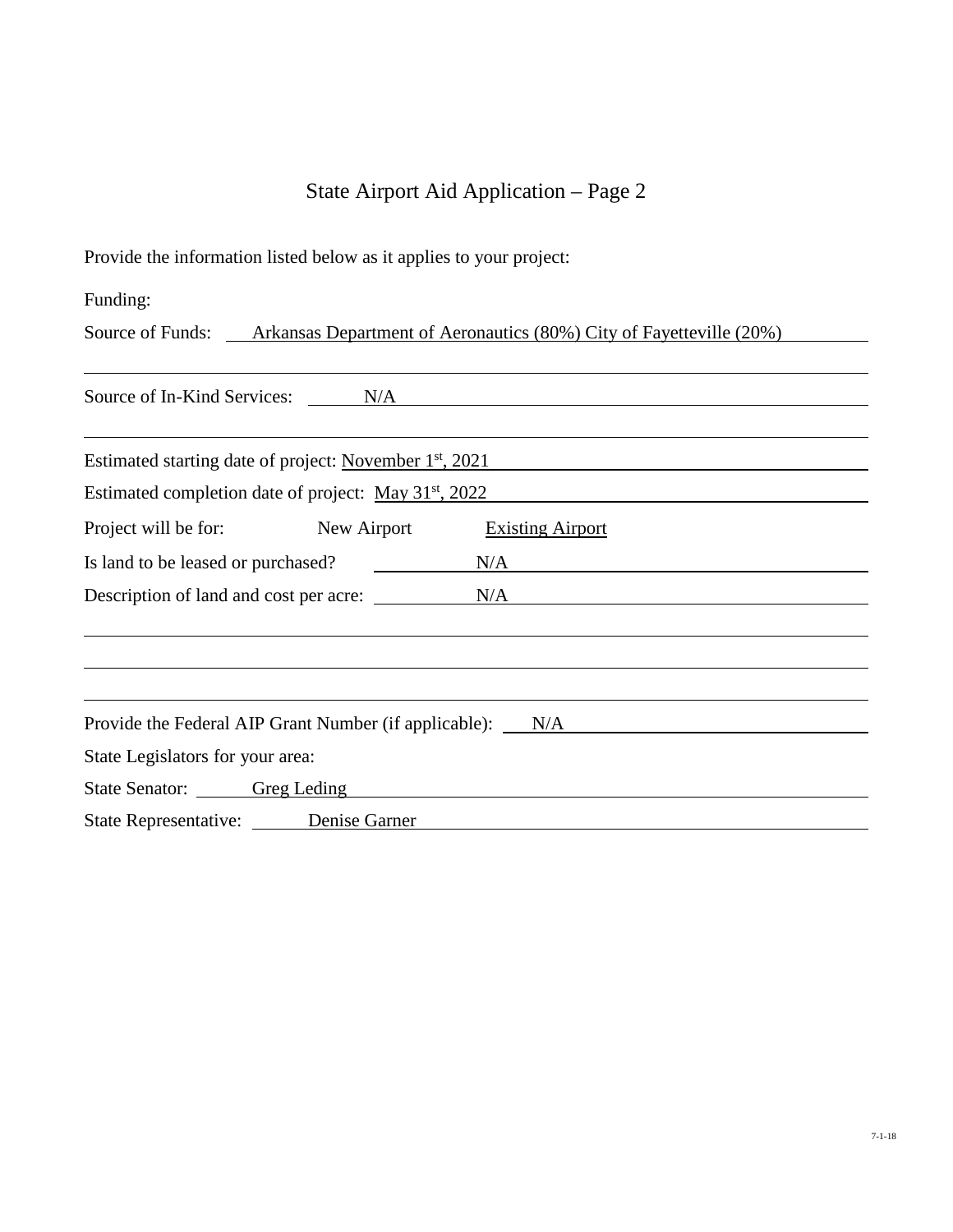# State Airport Aid Application – Page 2

Provide the information listed below as it applies to your project:

Funding:

Source of Funds: Arkansas Department of Aeronautics (80%) City of Fayetteville (20%)

Source of In-Kind Services: N/A

Estimated starting date of project: November 1st, 2021

Estimated completion date of project: May 31st, 2022

Project will be for: New Airport <u>Existing Airport</u>

Is land to be leased or purchased? N/A

Description of land and cost per acre: N/A

Provide the Federal AIP Grant Number (if applicable): N/A

State Legislators for your area:

State Senator: Greg Leding

State Representative: Denise Garner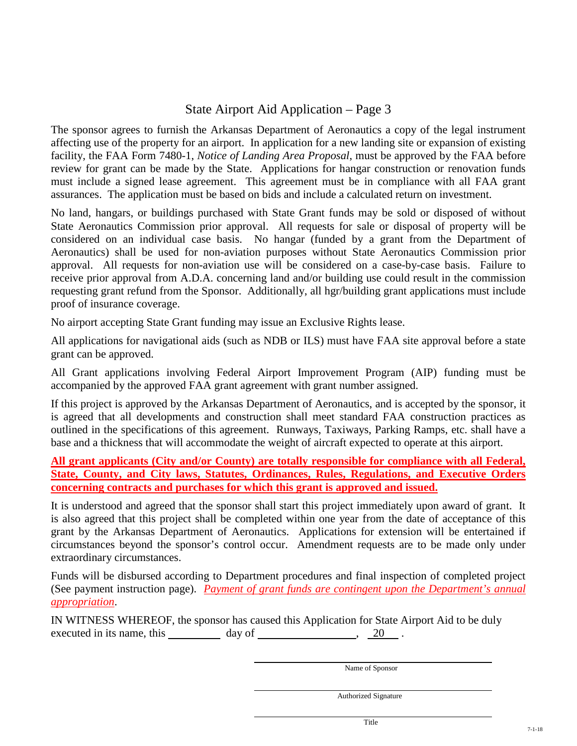## State Airport Aid Application – Page 3

The sponsor agrees to furnish the Arkansas Department of Aeronautics a copy of the legal instrument affecting use of the property for an airport. In application for a new landing site or expansion of existing facility, the FAA Form 7480-1, *Notice of Landing Area Proposal*, must be approved by the FAA before review for grant can be made by the State. Applications for hangar construction or renovation funds must include a signed lease agreement. This agreement must be in compliance with all FAA grant assurances. The application must be based on bids and include a calculated return on investment.

No land, hangars, or buildings purchased with State Grant funds may be sold or disposed of without State Aeronautics Commission prior approval. All requests for sale or disposal of property will be considered on an individual case basis. No hangar (funded by a grant from the Department of Aeronautics) shall be used for non-aviation purposes without State Aeronautics Commission prior approval. All requests for non-aviation use will be considered on a case-by-case basis. Failure to receive prior approval from A.D.A. concerning land and/or building use could result in the commission requesting grant refund from the Sponsor. Additionally, all hgr/building grant applications must include proof of insurance coverage.

No airport accepting State Grant funding may issue an Exclusive Rights lease.

All applications for navigational aids (such as NDB or ILS) must have FAA site approval before a state grant can be approved.

All Grant applications involving Federal Airport Improvement Program (AIP) funding must be accompanied by the approved FAA grant agreement with grant number assigned.

If this project is approved by the Arkansas Department of Aeronautics, and is accepted by the sponsor, it is agreed that all developments and construction shall meet standard FAA construction practices as outlined in the specifications of this agreement. Runways, Taxiways, Parking Ramps, etc. shall have a base and a thickness that will accommodate the weight of aircraft expected to operate at this airport.

**All grant applicants (City and/or County) are totally responsible for compliance with all Federal, State, County, and City laws, Statutes, Ordinances, Rules, Regulations, and Executive Orders concerning contracts and purchases for which this grant is approved and issued.**

It is understood and agreed that the sponsor shall start this project immediately upon award of grant. It is also agreed that this project shall be completed within one year from the date of acceptance of this grant by the Arkansas Department of Aeronautics. Applications for extension will be entertained if circumstances beyond the sponsor's control occur. Amendment requests are to be made only under extraordinary circumstances.

Funds will be disbursed according to Department procedures and final inspection of completed project (See payment instruction page). *Payment of grant funds are contingent upon the Department's annual appropriation*.

IN WITNESS WHEREOF, the sponsor has caused this Application for State Airport Aid to be duly executed in its name, this __________ day of __________________, 20____ .

______________________________
Name of Sponsor

______________________________
Authorized Signature

______________________________
Title

7-1-18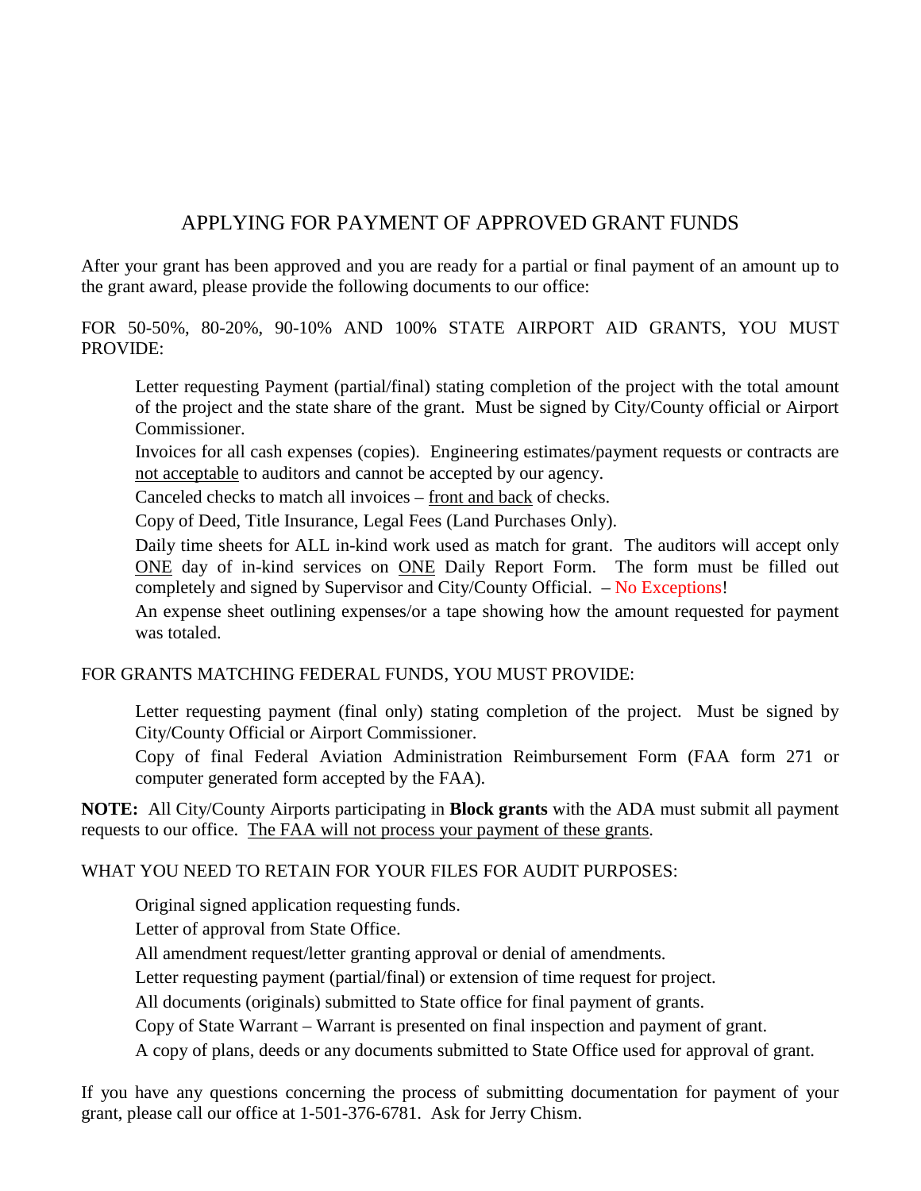# APPLYING FOR PAYMENT OF APPROVED GRANT FUNDS

After your grant has been approved and you are ready for a partial or final payment of an amount up to the grant award, please provide the following documents to our office:

FOR 50-50%, 80-20%, 90-10% AND 100% STATE AIRPORT AID GRANTS, YOU MUST PROVIDE:

- Letter requesting Payment (partial/final) stating completion of the project with the total amount of the project and the state share of the grant. Must be signed by City/County official or Airport Commissioner.
- Invoices for all cash expenses (copies). Engineering estimates/payment requests or contracts are not acceptable to auditors and cannot be accepted by our agency.
- Canceled checks to match all invoices – front and back of checks.
- Copy of Deed, Title Insurance, Legal Fees (Land Purchases Only).
- Daily time sheets for ALL in-kind work used as match for grant. The auditors will accept only ONE day of in-kind services on ONE Daily Report Form. The form must be filled out completely and signed by Supervisor and City/County Official. – No Exceptions!
- An expense sheet outlining expenses/or a tape showing how the amount requested for payment was totaled.

FOR GRANTS MATCHING FEDERAL FUNDS, YOU MUST PROVIDE:

- Letter requesting payment (final only) stating completion of the project. Must be signed by City/County Official or Airport Commissioner.
- Copy of final Federal Aviation Administration Reimbursement Form (FAA form 271 or computer generated form accepted by the FAA).

**NOTE:** All City/County Airports participating in **Block grants** with the ADA must submit all payment requests to our office. The FAA will not process your payment of these grants.

WHAT YOU NEED TO RETAIN FOR YOUR FILES FOR AUDIT PURPOSES:

- Original signed application requesting funds.
- Letter of approval from State Office.
- All amendment request/letter granting approval or denial of amendments.
- Letter requesting payment (partial/final) or extension of time request for project.
- All documents (originals) submitted to State office for final payment of grants.
- Copy of State Warrant – Warrant is presented on final inspection and payment of grant.
- A copy of plans, deeds or any documents submitted to State Office used for approval of grant.

If you have any questions concerning the process of submitting documentation for payment of your grant, please call our office at 1-501-376-6781. Ask for Jerry Chism.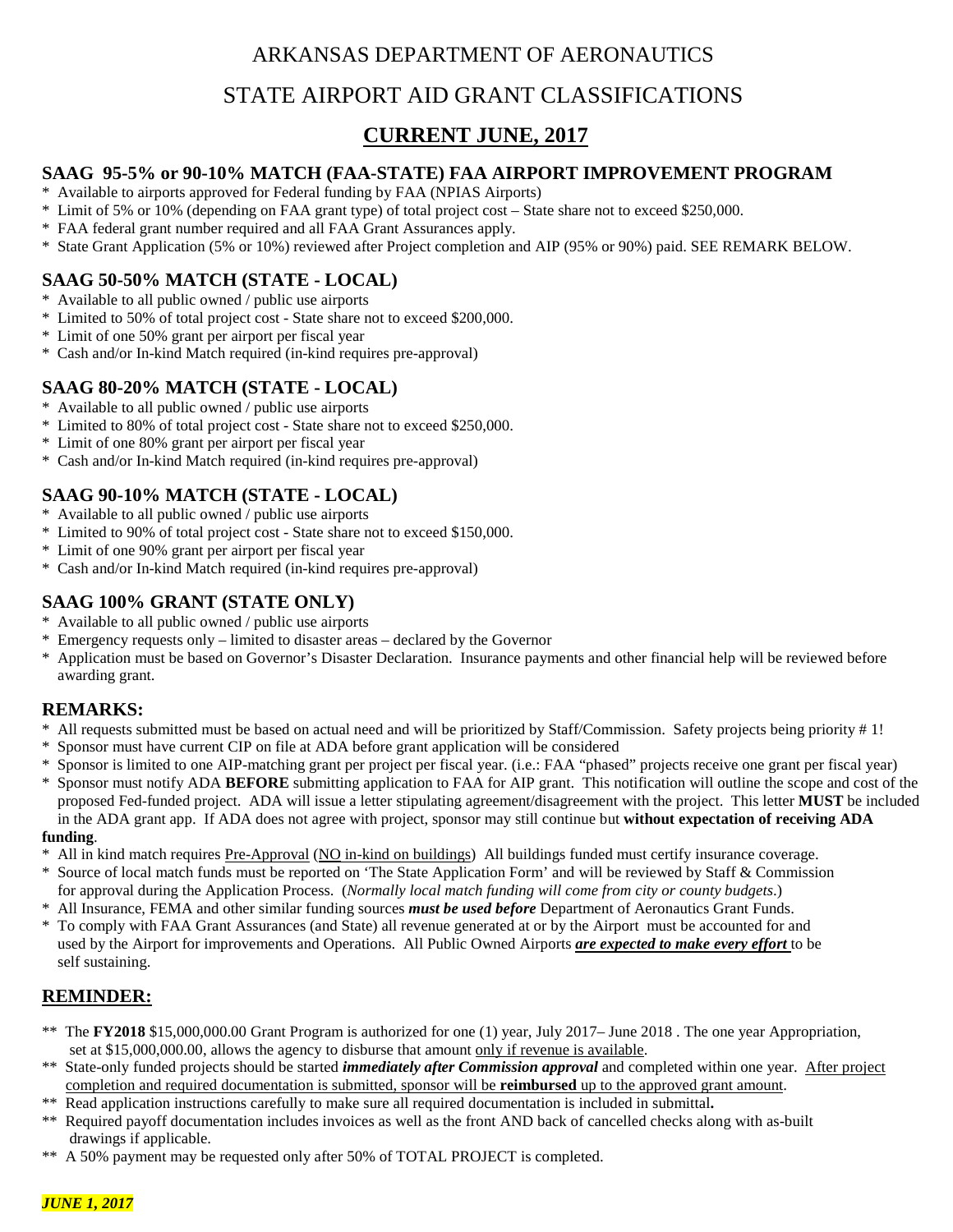# ARKANSAS DEPARTMENT OF AERONAUTICS

# STATE AIRPORT AID GRANT CLASSIFICATIONS

## CURRENT JUNE, 2017

### SAAG 95-5% or 90-10% MATCH (FAA-STATE) FAA AIRPORT IMPROVEMENT PROGRAM

- Available to airports approved for Federal funding by FAA (NPIAS Airports)
- Limit of 5% or 10% (depending on FAA grant type) of total project cost – State share not to exceed $250,000.
- FAA federal grant number required and all FAA Grant Assurances apply.
- State Grant Application (5% or 10%) reviewed after Project completion and AIP (95% or 90%) paid. SEE REMARK BELOW.

### SAAG 50-50% MATCH (STATE - LOCAL)

- Available to all public owned / public use airports
- Limited to 50% of total project cost - State share not to exceed $200,000.
- Limit of one 50% grant per airport per fiscal year
- Cash and/or In-kind Match required (in-kind requires pre-approval)

### SAAG 80-20% MATCH (STATE - LOCAL)

- Available to all public owned / public use airports
- Limited to 80% of total project cost - State share not to exceed $250,000.
- Limit of one 80% grant per airport per fiscal year
- Cash and/or In-kind Match required (in-kind requires pre-approval)

### SAAG 90-10% MATCH (STATE - LOCAL)

- Available to all public owned / public use airports
- Limited to 90% of total project cost - State share not to exceed $150,000.
- Limit of one 90% grant per airport per fiscal year
- Cash and/or In-kind Match required (in-kind requires pre-approval)

### SAAG 100% GRANT (STATE ONLY)

- Available to all public owned / public use airports
- Emergency requests only – limited to disaster areas – declared by the Governor
- Application must be based on Governor's Disaster Declaration. Insurance payments and other financial help will be reviewed before awarding grant.

### REMARKS:

- All requests submitted must be based on actual need and will be prioritized by Staff/Commission. Safety projects being priority # 1!
- Sponsor must have current CIP on file at ADA before grant application will be considered
- Sponsor is limited to one AIP-matching grant per project per fiscal year. (i.e.: FAA "phased" projects receive one grant per fiscal year)
- Sponsor must notify ADA **BEFORE** submitting application to FAA for AIP grant. This notification will outline the scope and cost of the proposed Fed-funded project. ADA will issue a letter stipulating agreement/disagreement with the project. This letter **MUST** be included in the ADA grant app. If ADA does not agree with project, sponsor may still continue but **without expectation of receiving ADA funding**.
- All in kind match requires <u>Pre-Approval</u> (<u>NO in-kind on buildings</u>) All buildings funded must certify insurance coverage.
- Source of local match funds must be reported on 'The State Application Form' and will be reviewed by Staff & Commission for approval during the Application Process. (*Normally local match funding will come from city or county budgets.*)
- All Insurance, FEMA and other similar funding sources ***must be used before*** Department of Aeronautics Grant Funds.
- To comply with FAA Grant Assurances (and State) all revenue generated at or by the Airport must be accounted for and used by the Airport for improvements and Operations. All Public Owned Airports ***<u>are expected to make every effort</u>*** to be self sustaining.

### REMINDER:

** The **FY2018** $15,000,000.00 Grant Program is authorized for one (1) year, July 2017– June 2018 . The one year Appropriation, set at $15,000,000.00, allows the agency to disburse that amount <u>only if revenue is available</u>.

** State-only funded projects should be started ***immediately after Commission approval*** and completed within one year. <u>After project completion and required documentation is submitted, sponsor will be **reimbursed** up to the approved grant amount</u>.

** Read application instructions carefully to make sure all required documentation is included in submittal**.**

** Required payoff documentation includes invoices as well as the front AND back of cancelled checks along with as-built drawings if applicable.

** A 50% payment may be requested only after 50% of TOTAL PROJECT is completed.

***JUNE 1, 2017***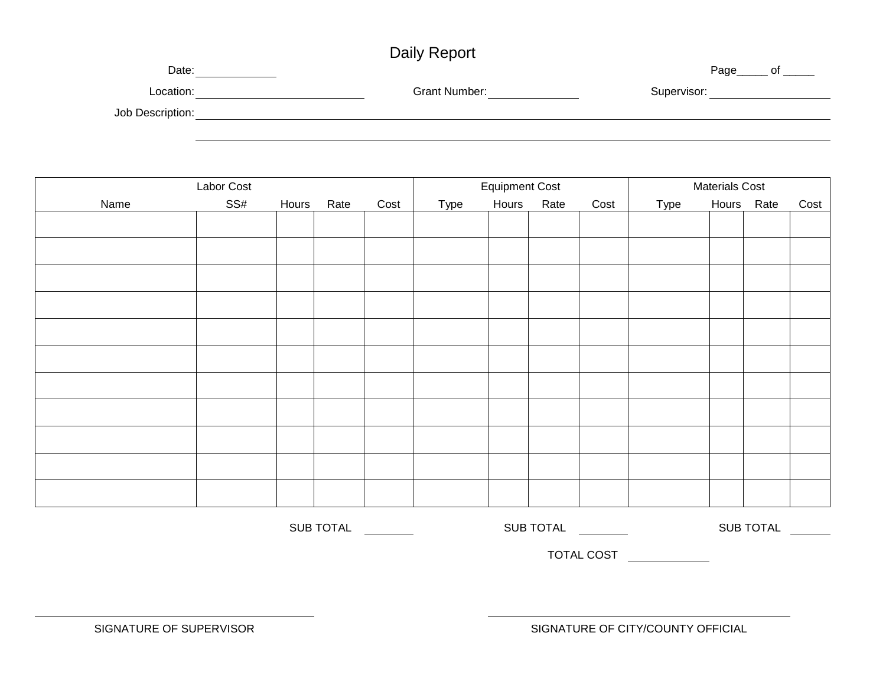# Daily Report

Date: ____________ Page_____ of _____

Location: ____________________ Grant Number: ____________ Supervisor: ________________

Job Description: ________________________________________________________________

________________________________________________________________

| Labor Cost | | | | | Equipment Cost | | | | Materials Cost | | | |
|---|---|---|---|---|---|---|---|---|---|---|---|---|
| Name | SS# | Hours | Rate | Cost | Type | Hours | Rate | Cost | Type | Hours | Rate | Cost |
| | | | | | | | | | | | | |
| | | | | | | | | | | | | |
| | | | | | | | | | | | | |
| | | | | | | | | | | | | |
| | | | | | | | | | | | | |
| | | | | | | | | | | | | |
| | | | | | | | | | | | | |
| | | | | | | | | | | | | |
| | | | | | | | | | | | | |
| | | | | | | | | | | | | |
| | | | | | | | | | | | | |

SUB TOTAL ________ SUB TOTAL ________ SUB TOTAL ________

TOTAL COST ____________

_______________________________
SIGNATURE OF SUPERVISOR

_______________________________
SIGNATURE OF CITY/COUNTY OFFICIAL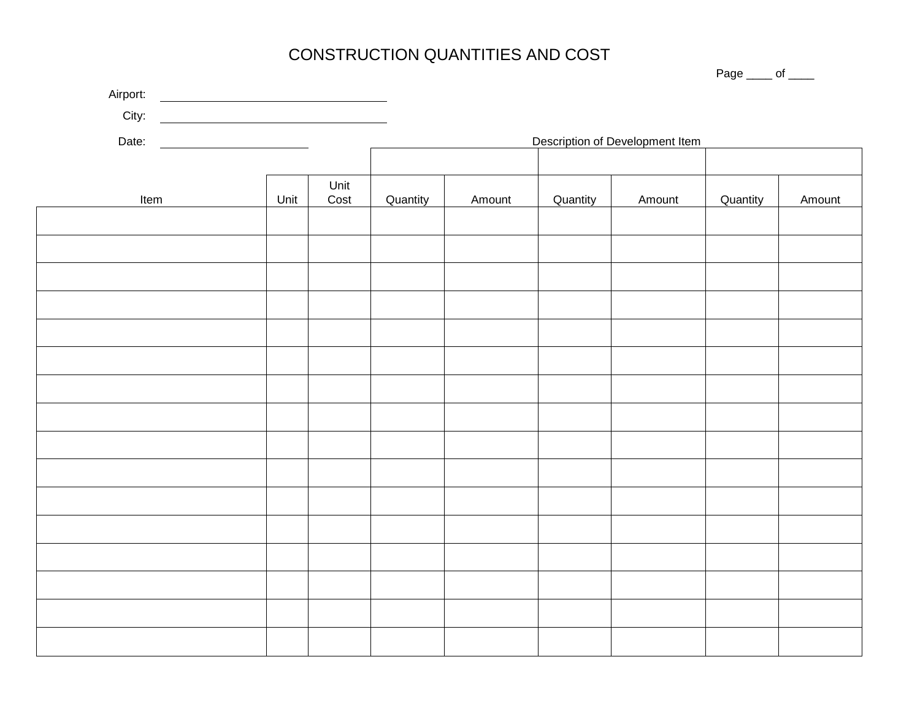# CONSTRUCTION QUANTITIES AND COST

Page ____ of ____

Airport: ________________________________

City: ________________________________

Date: ______________________

| | | | Description of Development Item | | | | | |
|---|---|---|---|---|---|---|---|---|
| | | | | | | | | |
| Item | Unit | Unit Cost | Quantity | Amount | Quantity | Amount | Quantity | Amount |
| | | | | | | | | |
| | | | | | | | | |
| | | | | | | | | |
| | | | | | | | | |
| | | | | | | | | |
| | | | | | | | | |
| | | | | | | | | |
| | | | | | | | | |
| | | | | | | | | |
| | | | | | | | | |
| | | | | | | | | |
| | | | | | | | | |
| | | | | | | | | |
| | | | | | | | | |
| | | | | | | | | |
| | | | | | | | | |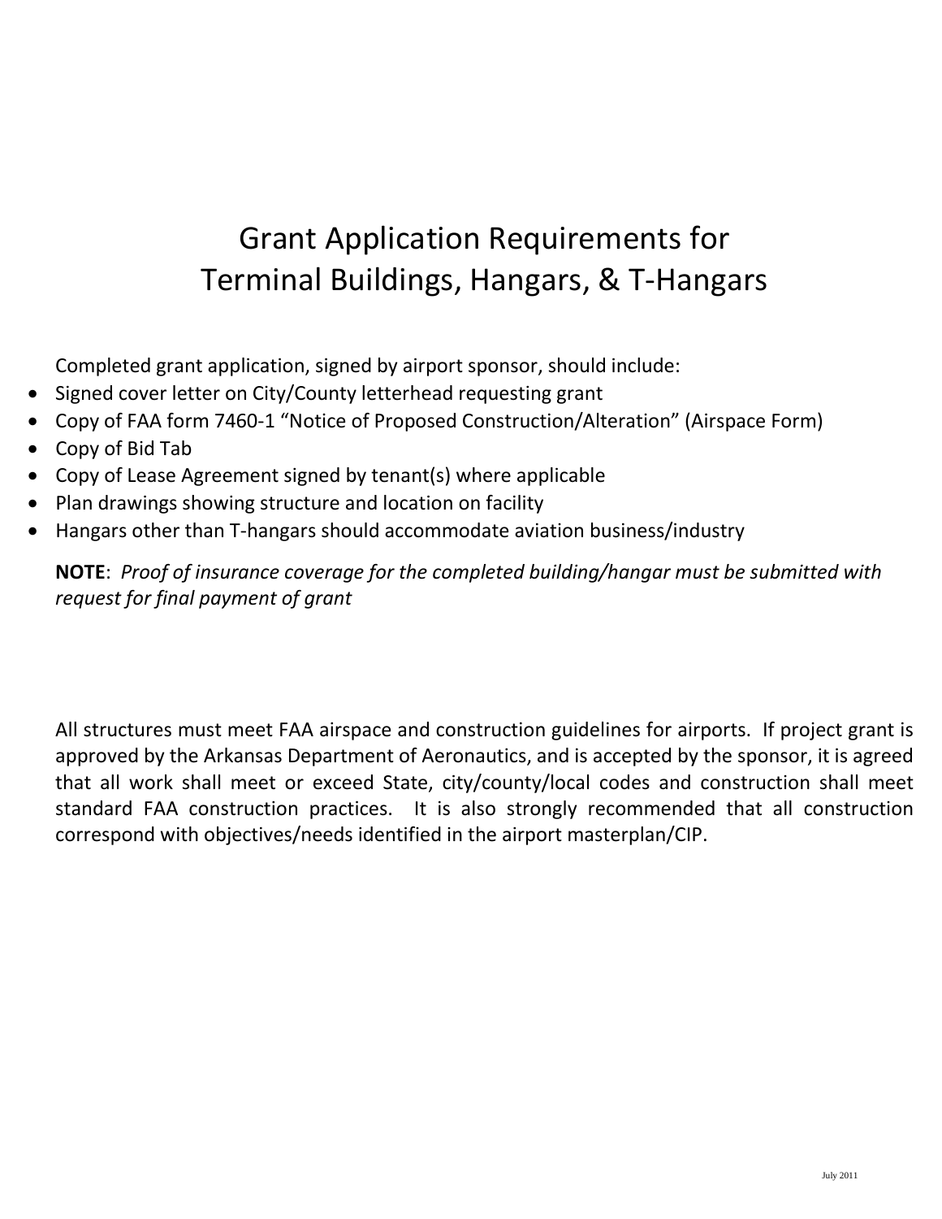# Grant Application Requirements for Terminal Buildings, Hangars, & T-Hangars

Completed grant application, signed by airport sponsor, should include:

- Signed cover letter on City/County letterhead requesting grant
- Copy of FAA form 7460-1 "Notice of Proposed Construction/Alteration" (Airspace Form)
- Copy of Bid Tab
- Copy of Lease Agreement signed by tenant(s) where applicable
- Plan drawings showing structure and location on facility
- Hangars other than T-hangars should accommodate aviation business/industry

**NOTE**: *Proof of insurance coverage for the completed building/hangar must be submitted with request for final payment of grant*

All structures must meet FAA airspace and construction guidelines for airports. If project grant is approved by the Arkansas Department of Aeronautics, and is accepted by the sponsor, it is agreed that all work shall meet or exceed State, city/county/local codes and construction shall meet standard FAA construction practices. It is also strongly recommended that all construction correspond with objectives/needs identified in the airport masterplan/CIP.

July 2011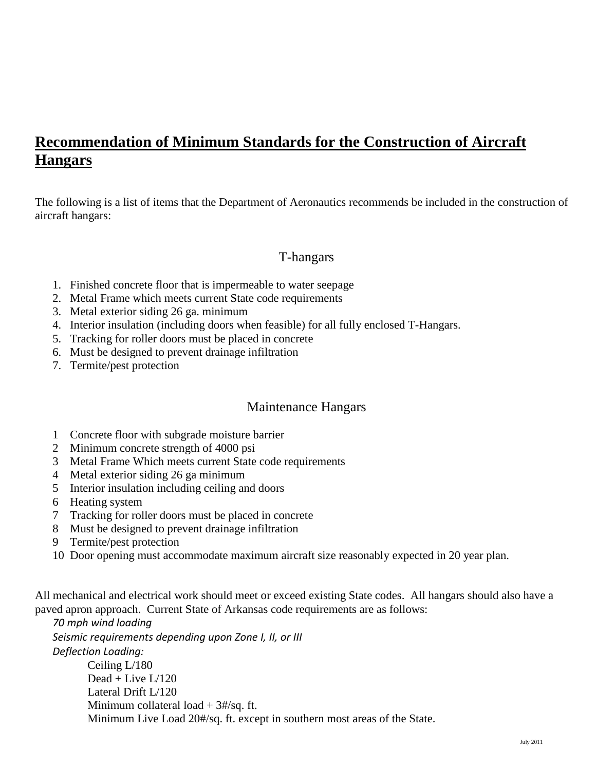# Recommendation of Minimum Standards for the Construction of Aircraft Hangars

The following is a list of items that the Department of Aeronautics recommends be included in the construction of aircraft hangars:

## T-hangars

1. Finished concrete floor that is impermeable to water seepage
2. Metal Frame which meets current State code requirements
3. Metal exterior siding 26 ga. minimum
4. Interior insulation (including doors when feasible) for all fully enclosed T-Hangars.
5. Tracking for roller doors must be placed in concrete
6. Must be designed to prevent drainage infiltration
7. Termite/pest protection

## Maintenance Hangars

1. Concrete floor with subgrade moisture barrier
2. Minimum concrete strength of 4000 psi
3. Metal Frame Which meets current State code requirements
4. Metal exterior siding 26 ga minimum
5. Interior insulation including ceiling and doors
6. Heating system
7. Tracking for roller doors must be placed in concrete
8. Must be designed to prevent drainage infiltration
9. Termite/pest protection
10. Door opening must accommodate maximum aircraft size reasonably expected in 20 year plan.

All mechanical and electrical work should meet or exceed existing State codes. All hangars should also have a paved apron approach. Current State of Arkansas code requirements are as follows:

*70 mph wind loading*

*Seismic requirements depending upon Zone I, II, or III*

*Deflection Loading:*

Ceiling L/180

Dead + Live L/120

Lateral Drift L/120

Minimum collateral load + 3#/sq. ft.

Minimum Live Load 20#/sq. ft. except in southern most areas of the State.

July 2011